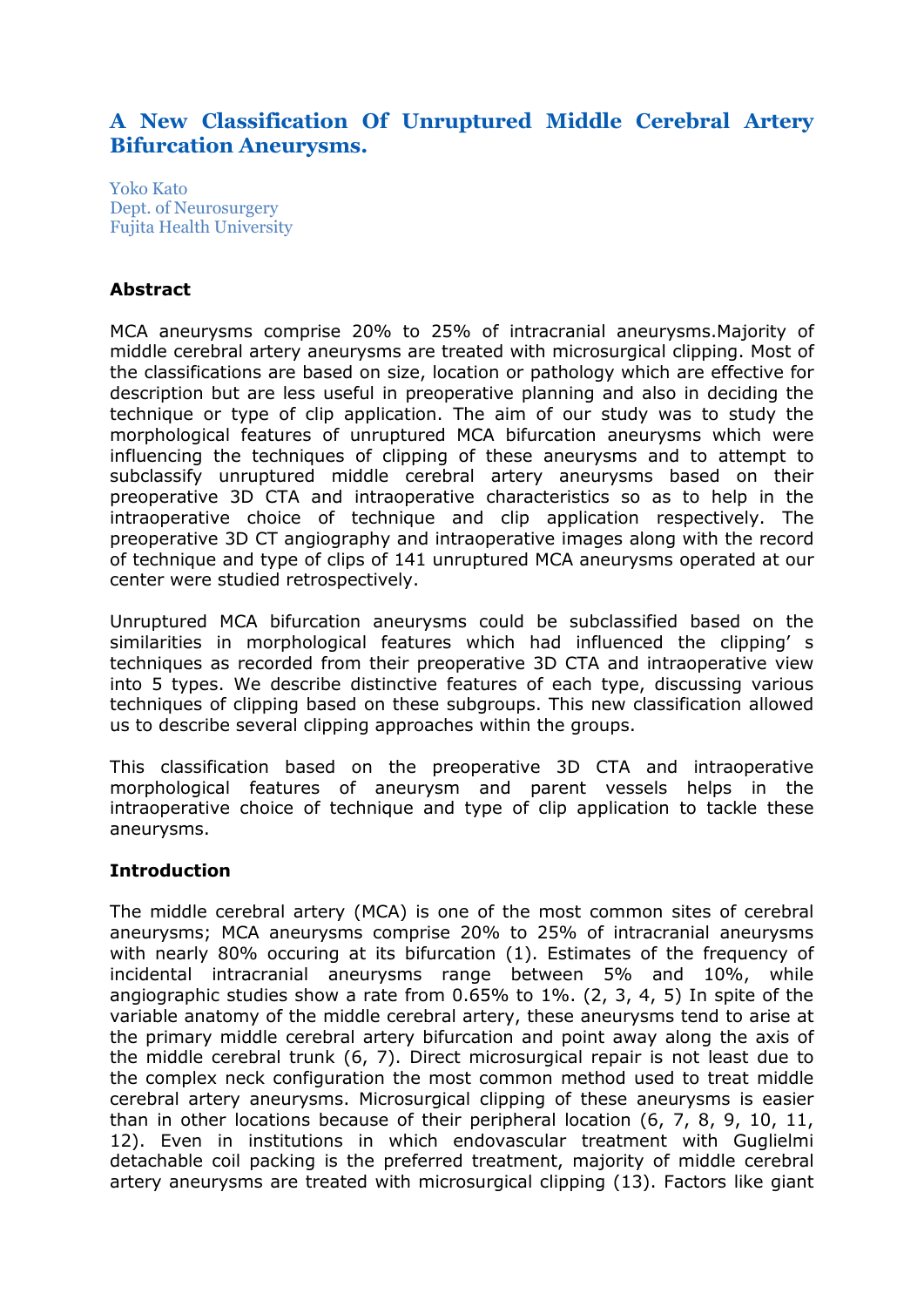# A New Classification Of Unruptured Middle Cerebral Artery Bifurcation Aneurysms.

Yoko Kato
Dept. of Neurosurgery
Fujita Health University

**Abstract**

MCA aneurysms comprise 20% to 25% of intracranial aneurysms.Majority of middle cerebral artery aneurysms are treated with microsurgical clipping. Most of the classifications are based on size, location or pathology which are effective for description but are less useful in preoperative planning and also in deciding the technique or type of clip application. The aim of our study was to study the morphological features of unruptured MCA bifurcation aneurysms which were influencing the techniques of clipping of these aneurysms and to attempt to subclassify unruptured middle cerebral artery aneurysms based on their preoperative 3D CTA and intraoperative characteristics so as to help in the intraoperative choice of technique and clip application respectively. The preoperative 3D CT angiography and intraoperative images along with the record of technique and type of clips of 141 unruptured MCA aneurysms operated at our center were studied retrospectively.

Unruptured MCA bifurcation aneurysms could be subclassified based on the similarities in morphological features which had influenced the clipping' s techniques as recorded from their preoperative 3D CTA and intraoperative view into 5 types. We describe distinctive features of each type, discussing various techniques of clipping based on these subgroups. This new classification allowed us to describe several clipping approaches within the groups.

This classification based on the preoperative 3D CTA and intraoperative morphological features of aneurysm and parent vessels helps in the intraoperative choice of technique and type of clip application to tackle these aneurysms.

**Introduction**

The middle cerebral artery (MCA) is one of the most common sites of cerebral aneurysms; MCA aneurysms comprise 20% to 25% of intracranial aneurysms with nearly 80% occuring at its bifurcation (1). Estimates of the frequency of incidental intracranial aneurysms range between 5% and 10%, while angiographic studies show a rate from 0.65% to 1%. (2, 3, 4, 5) In spite of the variable anatomy of the middle cerebral artery, these aneurysms tend to arise at the primary middle cerebral artery bifurcation and point away along the axis of the middle cerebral trunk (6, 7). Direct microsurgical repair is not least due to the complex neck configuration the most common method used to treat middle cerebral artery aneurysms. Microsurgical clipping of these aneurysms is easier than in other locations because of their peripheral location (6, 7, 8, 9, 10, 11, 12). Even in institutions in which endovascular treatment with Guglielmi detachable coil packing is the preferred treatment, majority of middle cerebral artery aneurysms are treated with microsurgical clipping (13). Factors like giant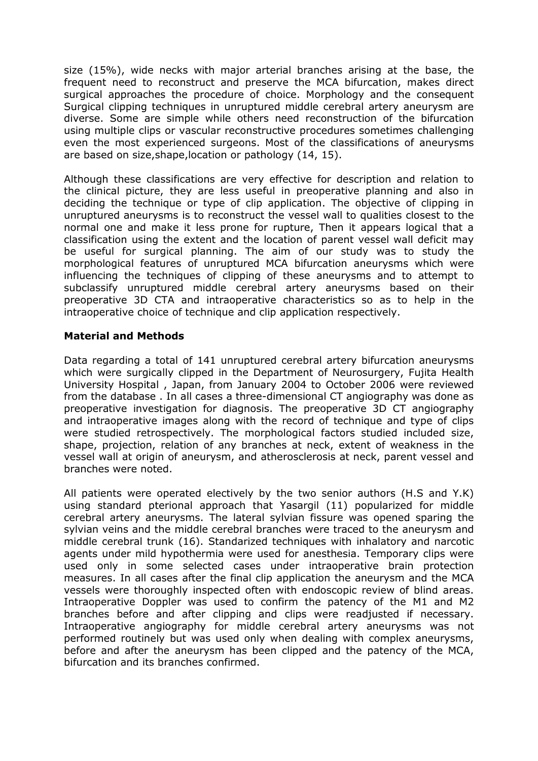size (15%), wide necks with major arterial branches arising at the base, the frequent need to reconstruct and preserve the MCA bifurcation, makes direct surgical approaches the procedure of choice. Morphology and the consequent Surgical clipping techniques in unruptured middle cerebral artery aneurysm are diverse. Some are simple while others need reconstruction of the bifurcation using multiple clips or vascular reconstructive procedures sometimes challenging even the most experienced surgeons. Most of the classifications of aneurysms are based on size,shape,location or pathology (14, 15).

Although these classifications are very effective for description and relation to the clinical picture, they are less useful in preoperative planning and also in deciding the technique or type of clip application. The objective of clipping in unruptured aneurysms is to reconstruct the vessel wall to qualities closest to the normal one and make it less prone for rupture, Then it appears logical that a classification using the extent and the location of parent vessel wall deficit may be useful for surgical planning. The aim of our study was to study the morphological features of unruptured MCA bifurcation aneurysms which were influencing the techniques of clipping of these aneurysms and to attempt to subclassify unruptured middle cerebral artery aneurysms based on their preoperative 3D CTA and intraoperative characteristics so as to help in the intraoperative choice of technique and clip application respectively.

## Material and Methods

Data regarding a total of 141 unruptured cerebral artery bifurcation aneurysms which were surgically clipped in the Department of Neurosurgery, Fujita Health University Hospital , Japan, from January 2004 to October 2006 were reviewed from the database . In all cases a three-dimensional CT angiography was done as preoperative investigation for diagnosis. The preoperative 3D CT angiography and intraoperative images along with the record of technique and type of clips were studied retrospectively. The morphological factors studied included size, shape, projection, relation of any branches at neck, extent of weakness in the vessel wall at origin of aneurysm, and atherosclerosis at neck, parent vessel and branches were noted.

All patients were operated electively by the two senior authors (H.S and Y.K) using standard pterional approach that Yasargil (11) popularized for middle cerebral artery aneurysms. The lateral sylvian fissure was opened sparing the sylvian veins and the middle cerebral branches were traced to the aneurysm and middle cerebral trunk (16). Standarized techniques with inhalatory and narcotic agents under mild hypothermia were used for anesthesia. Temporary clips were used only in some selected cases under intraoperative brain protection measures. In all cases after the final clip application the aneurysm and the MCA vessels were thoroughly inspected often with endoscopic review of blind areas. Intraoperative Doppler was used to confirm the patency of the M1 and M2 branches before and after clipping and clips were readjusted if necessary. Intraoperative angiography for middle cerebral artery aneurysms was not performed routinely but was used only when dealing with complex aneurysms, before and after the aneurysm has been clipped and the patency of the MCA, bifurcation and its branches confirmed.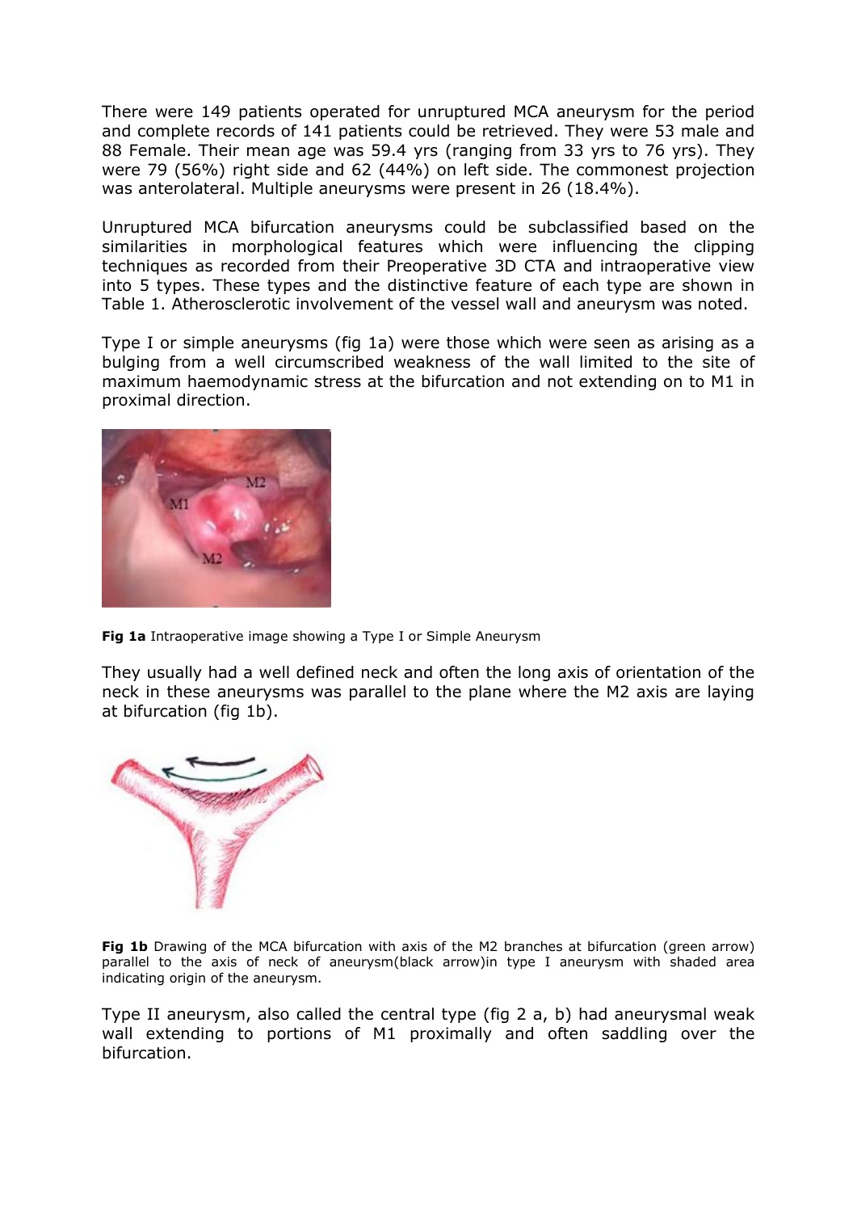There were 149 patients operated for unruptured MCA aneurysm for the period and complete records of 141 patients could be retrieved. They were 53 male and 88 Female. Their mean age was 59.4 yrs (ranging from 33 yrs to 76 yrs). They were 79 (56%) right side and 62 (44%) on left side. The commonest projection was anterolateral. Multiple aneurysms were present in 26 (18.4%).

Unruptured MCA bifurcation aneurysms could be subclassified based on the similarities in morphological features which were influencing the clipping techniques as recorded from their Preoperative 3D CTA and intraoperative view into 5 types. These types and the distinctive feature of each type are shown in Table 1. Atherosclerotic involvement of the vessel wall and aneurysm was noted.

Type I or simple aneurysms (fig 1a) were those which were seen as arising as a bulging from a well circumscribed weakness of the wall limited to the site of maximum haemodynamic stress at the bifurcation and not extending on to M1 in proximal direction.

**Fig 1a** Intraoperative image showing a Type I or Simple Aneurysm

They usually had a well defined neck and often the long axis of orientation of the neck in these aneurysms was parallel to the plane where the M2 axis are laying at bifurcation (fig 1b).

**Fig 1b** Drawing of the MCA bifurcation with axis of the M2 branches at bifurcation (green arrow) parallel to the axis of neck of aneurysm(black arrow)in type I aneurysm with shaded area indicating origin of the aneurysm.

Type II aneurysm, also called the central type (fig 2 a, b) had aneurysmal weak wall extending to portions of M1 proximally and often saddling over the bifurcation.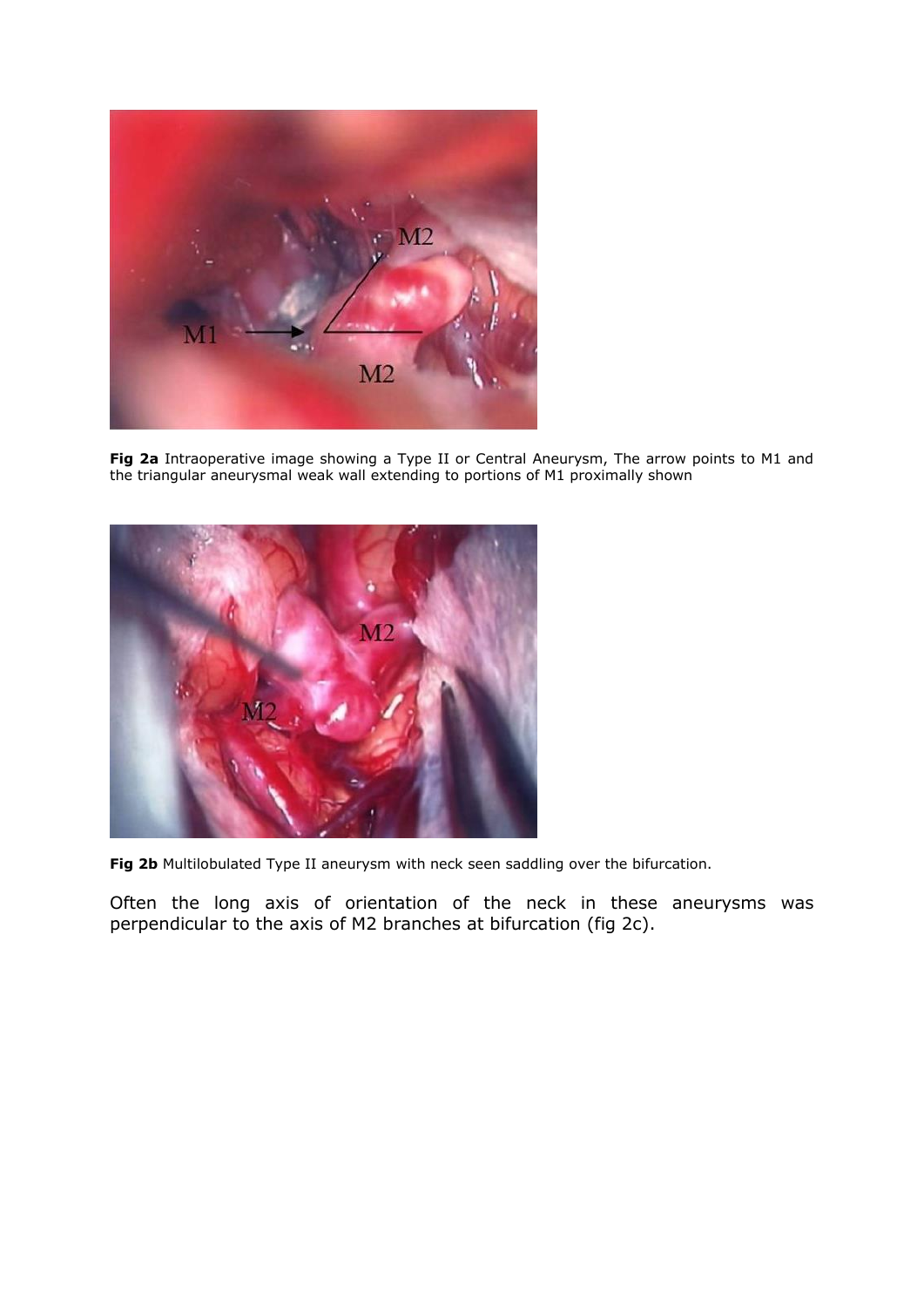**Fig 2a** Intraoperative image showing a Type II or Central Aneurysm, The arrow points to M1 and the triangular aneurysmal weak wall extending to portions of M1 proximally shown

**Fig 2b** Multilobulated Type II aneurysm with neck seen saddling over the bifurcation.

Often the long axis of orientation of the neck in these aneurysms was perpendicular to the axis of M2 branches at bifurcation (fig 2c).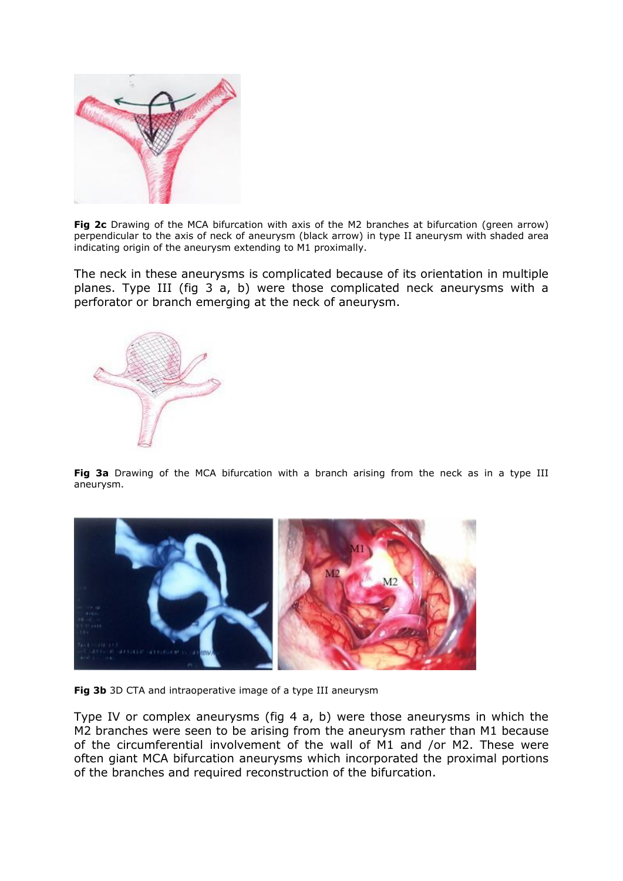**Fig 2c** Drawing of the MCA bifurcation with axis of the M2 branches at bifurcation (green arrow) perpendicular to the axis of neck of aneurysm (black arrow) in type II aneurysm with shaded area indicating origin of the aneurysm extending to M1 proximally.

The neck in these aneurysms is complicated because of its orientation in multiple planes. Type III (fig 3 a, b) were those complicated neck aneurysms with a perforator or branch emerging at the neck of aneurysm.

**Fig 3a** Drawing of the MCA bifurcation with a branch arising from the neck as in a type III aneurysm.

**Fig 3b** 3D CTA and intraoperative image of a type III aneurysm

Type IV or complex aneurysms (fig 4 a, b) were those aneurysms in which the M2 branches were seen to be arising from the aneurysm rather than M1 because of the circumferential involvement of the wall of M1 and /or M2. These were often giant MCA bifurcation aneurysms which incorporated the proximal portions of the branches and required reconstruction of the bifurcation.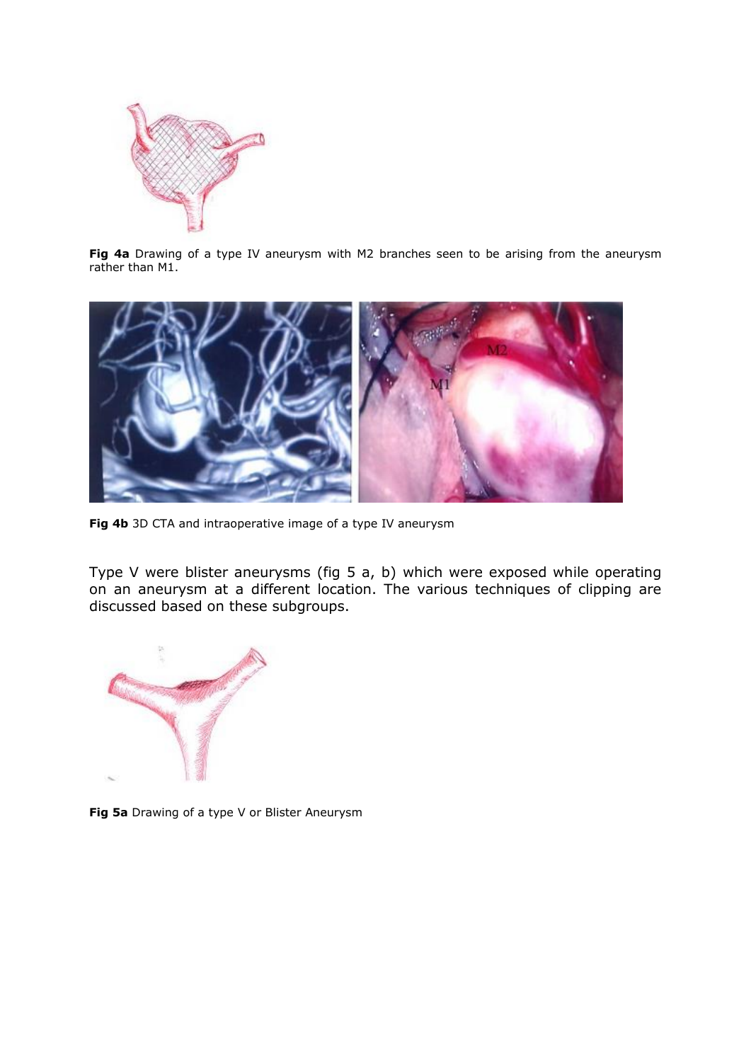**Fig 4a** Drawing of a type IV aneurysm with M2 branches seen to be arising from the aneurysm rather than M1.

**Fig 4b** 3D CTA and intraoperative image of a type IV aneurysm

Type V were blister aneurysms (fig 5 a, b) which were exposed while operating on an aneurysm at a different location. The various techniques of clipping are discussed based on these subgroups.

**Fig 5a** Drawing of a type V or Blister Aneurysm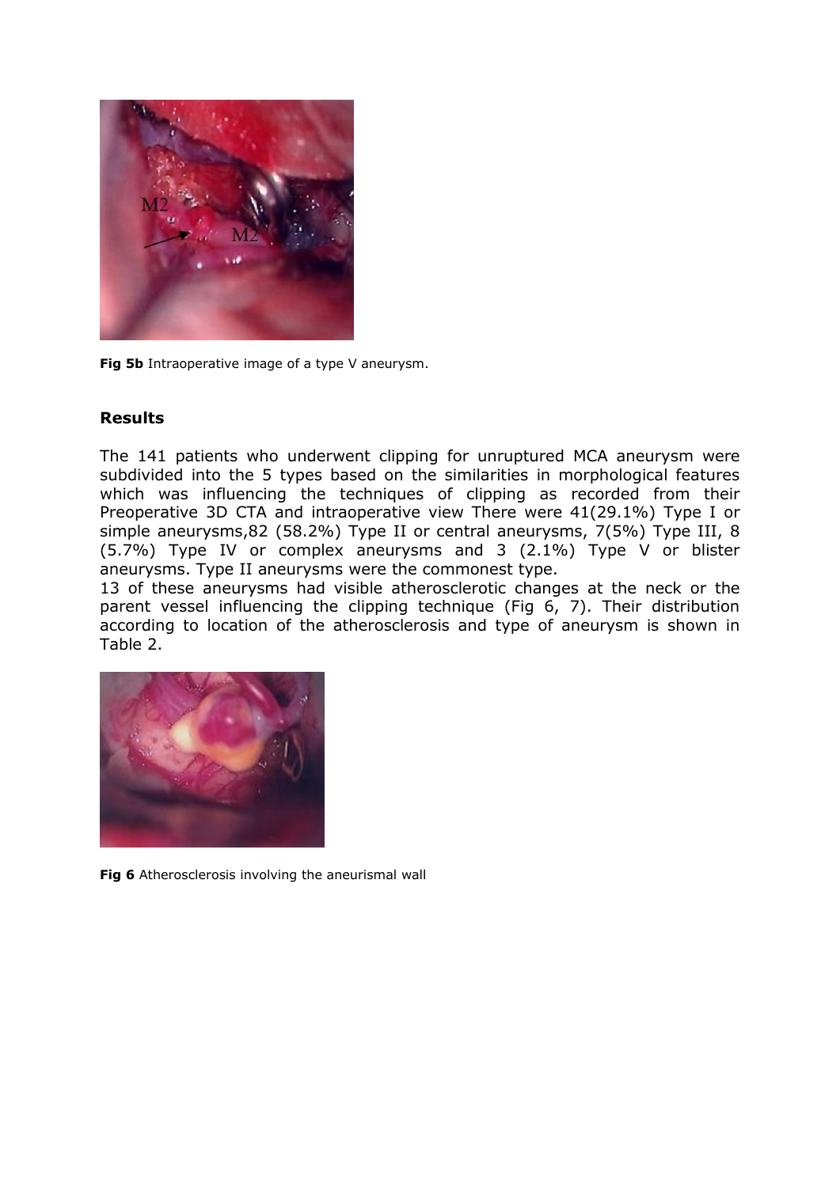**Fig 5b** Intraoperative image of a type V aneurysm.

## Results

The 141 patients who underwent clipping for unruptured MCA aneurysm were subdivided into the 5 types based on the similarities in morphological features which was influencing the techniques of clipping as recorded from their Preoperative 3D CTA and intraoperative view There were 41(29.1%) Type I or simple aneurysms,82 (58.2%) Type II or central aneurysms, 7(5%) Type III, 8 (5.7%) Type IV or complex aneurysms and 3 (2.1%) Type V or blister aneurysms. Type II aneurysms were the commonest type.

13 of these aneurysms had visible atherosclerotic changes at the neck or the parent vessel influencing the clipping technique (Fig 6, 7). Their distribution according to location of the atherosclerosis and type of aneurysm is shown in Table 2.

**Fig 6** Atherosclerosis involving the aneurismal wall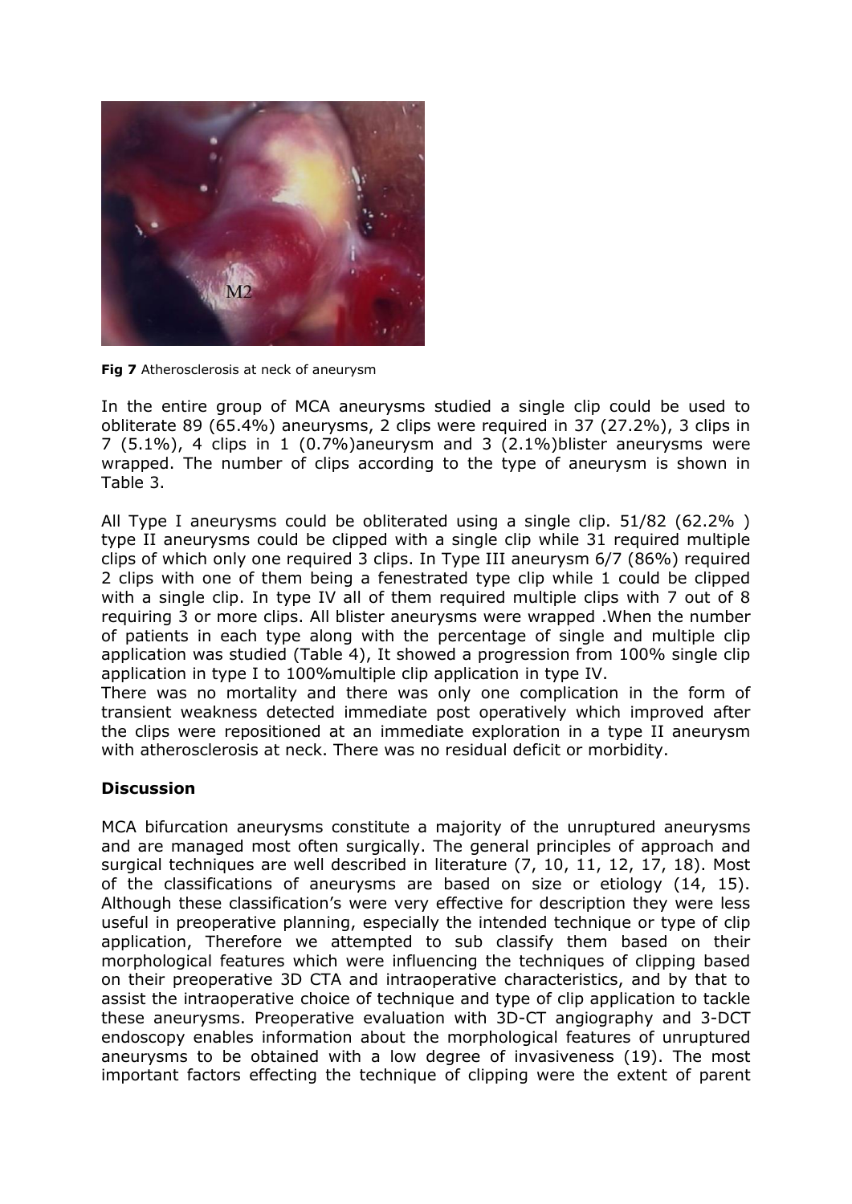**Fig 7** Atherosclerosis at neck of aneurysm

In the entire group of MCA aneurysms studied a single clip could be used to obliterate 89 (65.4%) aneurysms, 2 clips were required in 37 (27.2%), 3 clips in 7 (5.1%), 4 clips in 1 (0.7%)aneurysm and 3 (2.1%)blister aneurysms were wrapped. The number of clips according to the type of aneurysm is shown in Table 3.

All Type I aneurysms could be obliterated using a single clip. 51/82 (62.2% ) type II aneurysms could be clipped with a single clip while 31 required multiple clips of which only one required 3 clips. In Type III aneurysm 6/7 (86%) required 2 clips with one of them being a fenestrated type clip while 1 could be clipped with a single clip. In type IV all of them required multiple clips with 7 out of 8 requiring 3 or more clips. All blister aneurysms were wrapped .When the number of patients in each type along with the percentage of single and multiple clip application was studied (Table 4), It showed a progression from 100% single clip application in type I to 100%multiple clip application in type IV.

There was no mortality and there was only one complication in the form of transient weakness detected immediate post operatively which improved after the clips were repositioned at an immediate exploration in a type II aneurysm with atherosclerosis at neck. There was no residual deficit or morbidity.

## Discussion

MCA bifurcation aneurysms constitute a majority of the unruptured aneurysms and are managed most often surgically. The general principles of approach and surgical techniques are well described in literature (7, 10, 11, 12, 17, 18). Most of the classifications of aneurysms are based on size or etiology (14, 15). Although these classification's were very effective for description they were less useful in preoperative planning, especially the intended technique or type of clip application, Therefore we attempted to sub classify them based on their morphological features which were influencing the techniques of clipping based on their preoperative 3D CTA and intraoperative characteristics, and by that to assist the intraoperative choice of technique and type of clip application to tackle these aneurysms. Preoperative evaluation with 3D-CT angiography and 3-DCT endoscopy enables information about the morphological features of unruptured aneurysms to be obtained with a low degree of invasiveness (19). The most important factors effecting the technique of clipping were the extent of parent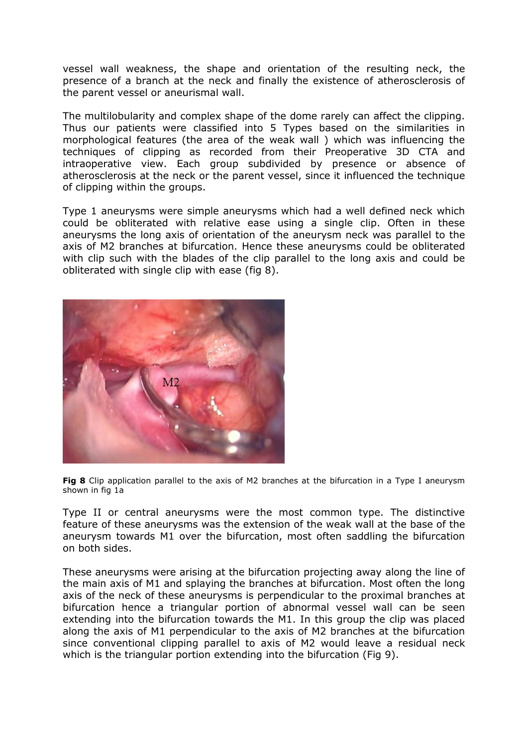vessel wall weakness, the shape and orientation of the resulting neck, the presence of a branch at the neck and finally the existence of atherosclerosis of the parent vessel or aneurismal wall.

The multilobularity and complex shape of the dome rarely can affect the clipping. Thus our patients were classified into 5 Types based on the similarities in morphological features (the area of the weak wall ) which was influencing the techniques of clipping as recorded from their Preoperative 3D CTA and intraoperative view. Each group subdivided by presence or absence of atherosclerosis at the neck or the parent vessel, since it influenced the technique of clipping within the groups.

Type 1 aneurysms were simple aneurysms which had a well defined neck which could be obliterated with relative ease using a single clip. Often in these aneurysms the long axis of orientation of the aneurysm neck was parallel to the axis of M2 branches at bifurcation. Hence these aneurysms could be obliterated with clip such with the blades of the clip parallel to the long axis and could be obliterated with single clip with ease (fig 8).

**Fig 8** Clip application parallel to the axis of M2 branches at the bifurcation in a Type I aneurysm shown in fig 1a

Type II or central aneurysms were the most common type. The distinctive feature of these aneurysms was the extension of the weak wall at the base of the aneurysm towards M1 over the bifurcation, most often saddling the bifurcation on both sides.

These aneurysms were arising at the bifurcation projecting away along the line of the main axis of M1 and splaying the branches at bifurcation. Most often the long axis of the neck of these aneurysms is perpendicular to the proximal branches at bifurcation hence a triangular portion of abnormal vessel wall can be seen extending into the bifurcation towards the M1. In this group the clip was placed along the axis of M1 perpendicular to the axis of M2 branches at the bifurcation since conventional clipping parallel to axis of M2 would leave a residual neck which is the triangular portion extending into the bifurcation (Fig 9).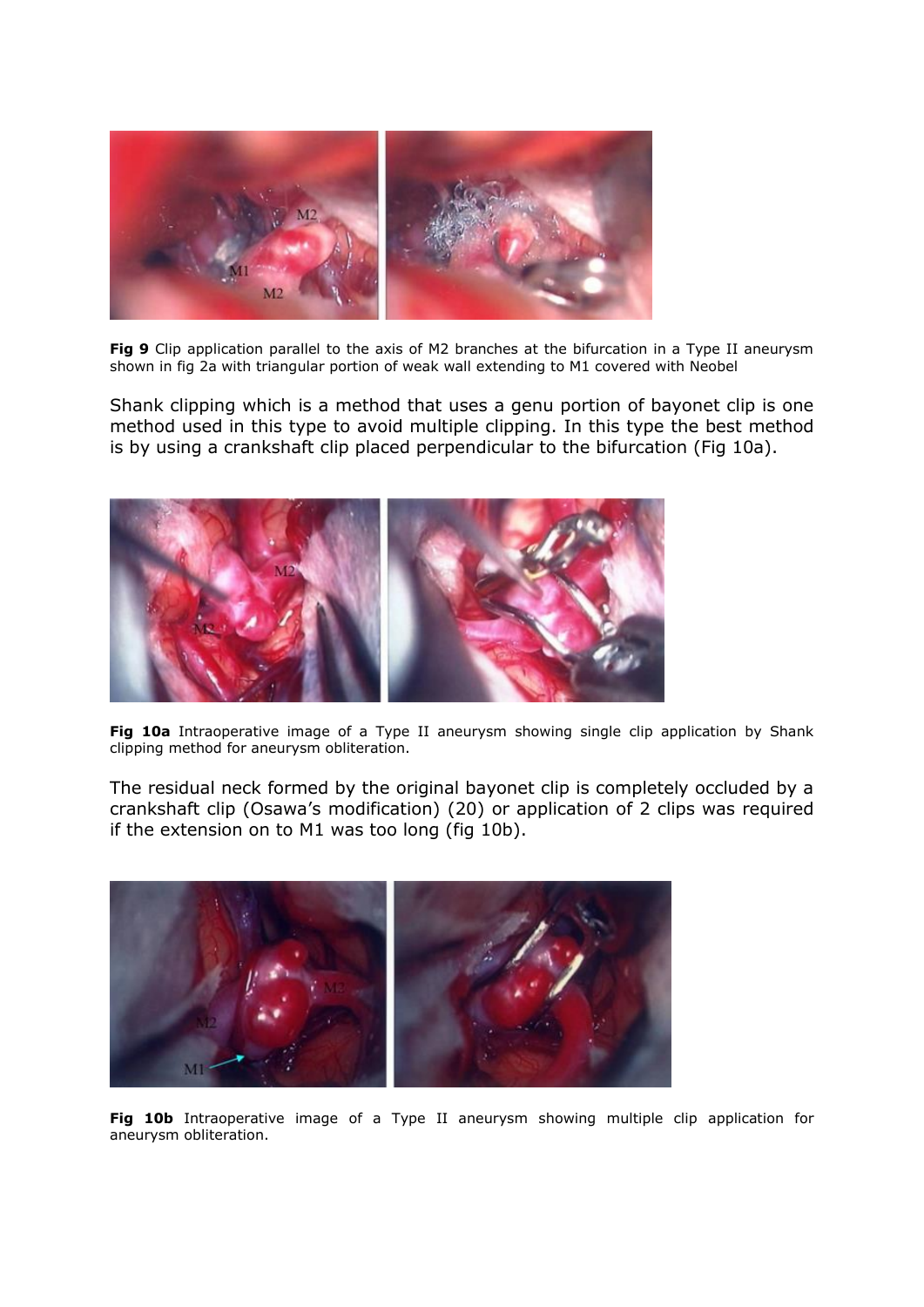**Fig 9** Clip application parallel to the axis of M2 branches at the bifurcation in a Type II aneurysm shown in fig 2a with triangular portion of weak wall extending to M1 covered with Neobel

Shank clipping which is a method that uses a genu portion of bayonet clip is one method used in this type to avoid multiple clipping. In this type the best method is by using a crankshaft clip placed perpendicular to the bifurcation (Fig 10a).

**Fig 10a** Intraoperative image of a Type II aneurysm showing single clip application by Shank clipping method for aneurysm obliteration.

The residual neck formed by the original bayonet clip is completely occluded by a crankshaft clip (Osawa's modification) (20) or application of 2 clips was required if the extension on to M1 was too long (fig 10b).

**Fig 10b** Intraoperative image of a Type II aneurysm showing multiple clip application for aneurysm obliteration.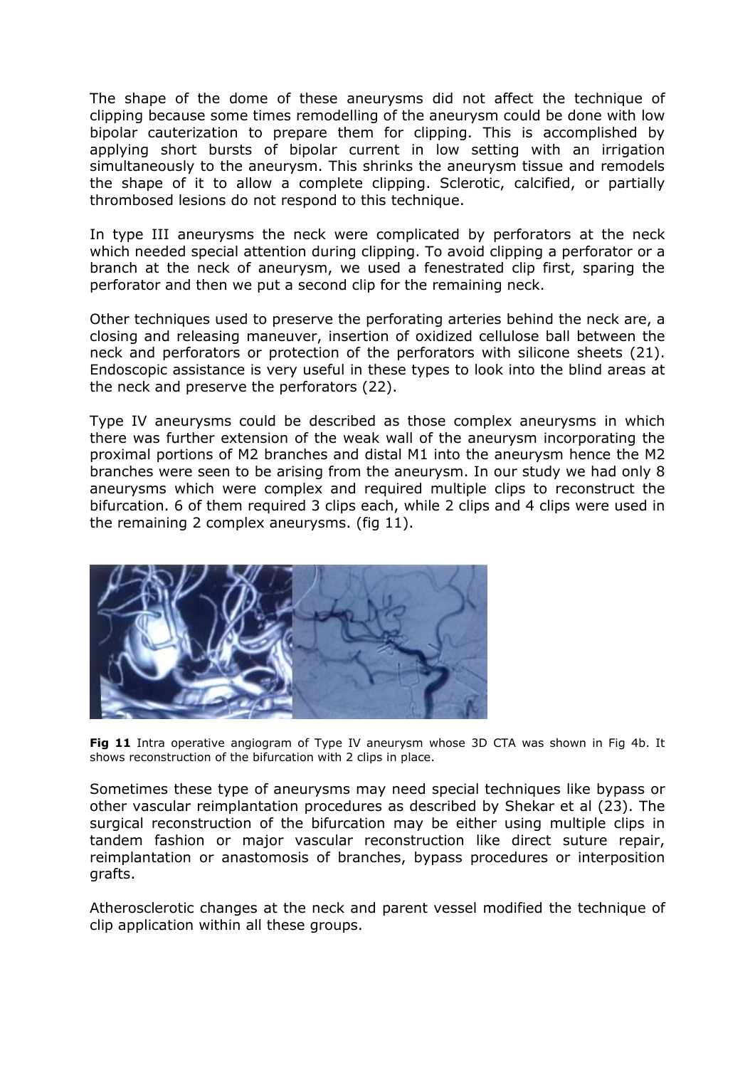The shape of the dome of these aneurysms did not affect the technique of clipping because some times remodelling of the aneurysm could be done with low bipolar cauterization to prepare them for clipping. This is accomplished by applying short bursts of bipolar current in low setting with an irrigation simultaneously to the aneurysm. This shrinks the aneurysm tissue and remodels the shape of it to allow a complete clipping. Sclerotic, calcified, or partially thrombosed lesions do not respond to this technique.

In type III aneurysms the neck were complicated by perforators at the neck which needed special attention during clipping. To avoid clipping a perforator or a branch at the neck of aneurysm, we used a fenestrated clip first, sparing the perforator and then we put a second clip for the remaining neck.

Other techniques used to preserve the perforating arteries behind the neck are, a closing and releasing maneuver, insertion of oxidized cellulose ball between the neck and perforators or protection of the perforators with silicone sheets (21). Endoscopic assistance is very useful in these types to look into the blind areas at the neck and preserve the perforators (22).

Type IV aneurysms could be described as those complex aneurysms in which there was further extension of the weak wall of the aneurysm incorporating the proximal portions of M2 branches and distal M1 into the aneurysm hence the M2 branches were seen to be arising from the aneurysm. In our study we had only 8 aneurysms which were complex and required multiple clips to reconstruct the bifurcation. 6 of them required 3 clips each, while 2 clips and 4 clips were used in the remaining 2 complex aneurysms. (fig 11).

**Fig 11** Intra operative angiogram of Type IV aneurysm whose 3D CTA was shown in Fig 4b. It shows reconstruction of the bifurcation with 2 clips in place.

Sometimes these type of aneurysms may need special techniques like bypass or other vascular reimplantation procedures as described by Shekar et al (23). The surgical reconstruction of the bifurcation may be either using multiple clips in tandem fashion or major vascular reconstruction like direct suture repair, reimplantation or anastomosis of branches, bypass procedures or interposition grafts.

Atherosclerotic changes at the neck and parent vessel modified the technique of clip application within all these groups.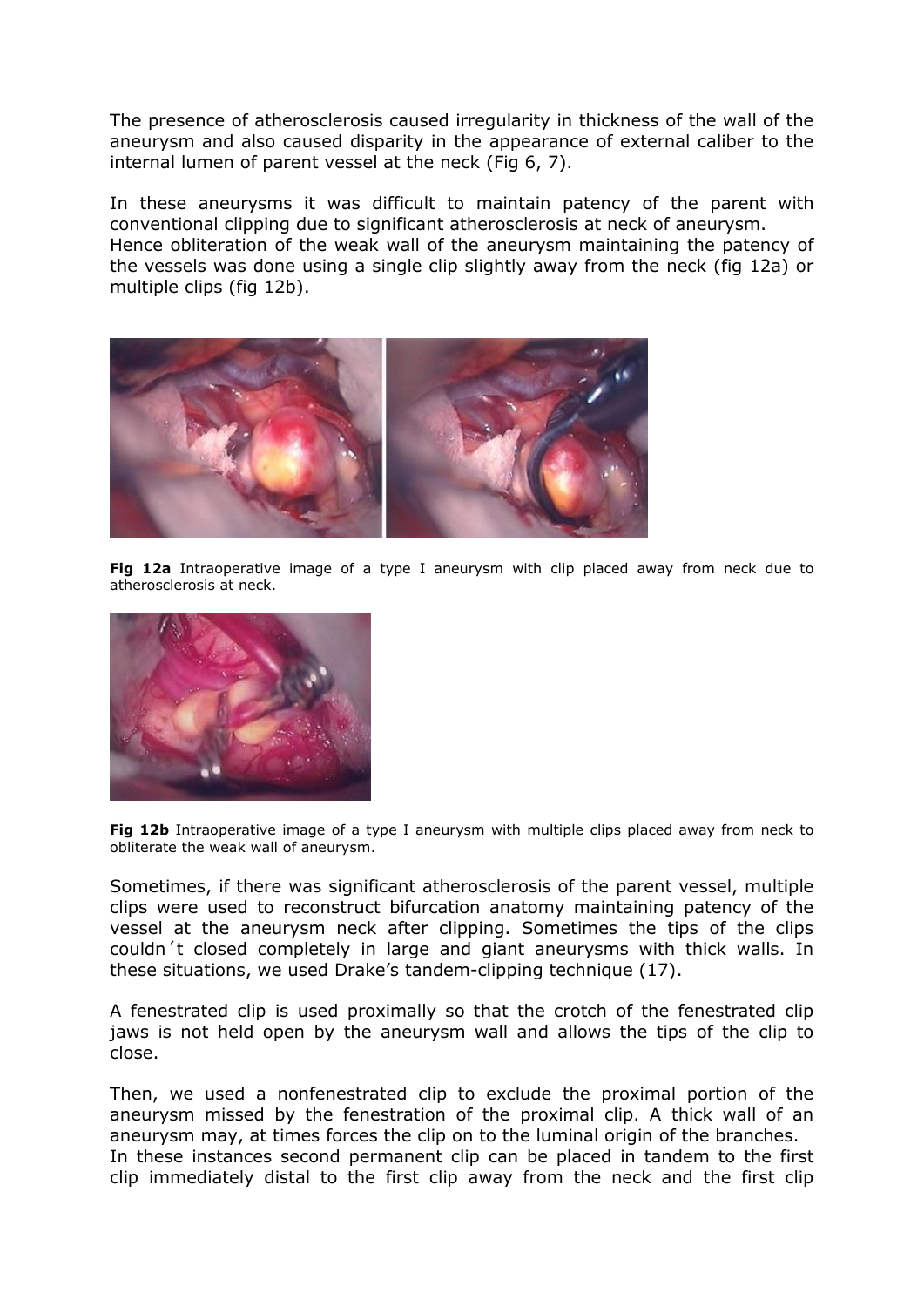The presence of atherosclerosis caused irregularity in thickness of the wall of the aneurysm and also caused disparity in the appearance of external caliber to the internal lumen of parent vessel at the neck (Fig 6, 7).

In these aneurysms it was difficult to maintain patency of the parent with conventional clipping due to significant atherosclerosis at neck of aneurysm. Hence obliteration of the weak wall of the aneurysm maintaining the patency of the vessels was done using a single clip slightly away from the neck (fig 12a) or multiple clips (fig 12b).

**Fig 12a** Intraoperative image of a type I aneurysm with clip placed away from neck due to atherosclerosis at neck.

**Fig 12b** Intraoperative image of a type I aneurysm with multiple clips placed away from neck to obliterate the weak wall of aneurysm.

Sometimes, if there was significant atherosclerosis of the parent vessel, multiple clips were used to reconstruct bifurcation anatomy maintaining patency of the vessel at the aneurysm neck after clipping. Sometimes the tips of the clips couldn´t closed completely in large and giant aneurysms with thick walls. In these situations, we used Drake's tandem-clipping technique (17).

A fenestrated clip is used proximally so that the crotch of the fenestrated clip jaws is not held open by the aneurysm wall and allows the tips of the clip to close.

Then, we used a nonfenestrated clip to exclude the proximal portion of the aneurysm missed by the fenestration of the proximal clip. A thick wall of an aneurysm may, at times forces the clip on to the luminal origin of the branches. In these instances second permanent clip can be placed in tandem to the first clip immediately distal to the first clip away from the neck and the first clip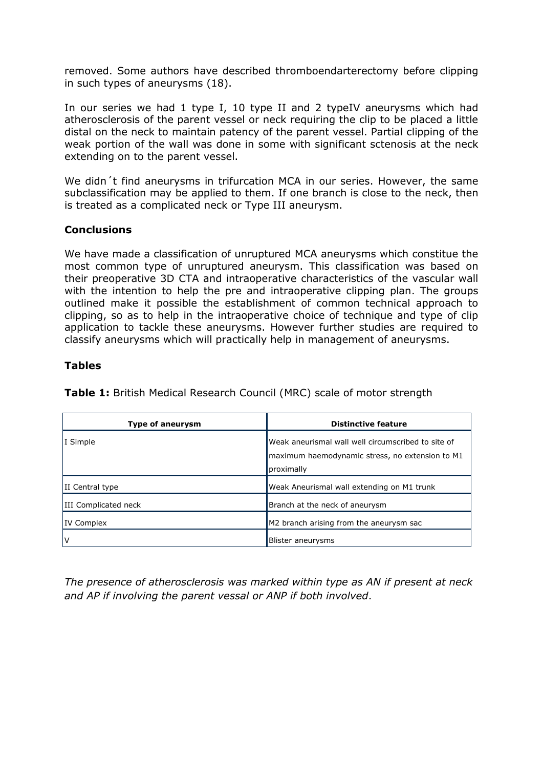removed. Some authors have described thromboendarterectomy before clipping in such types of aneurysms (18).

In our series we had 1 type I, 10 type II and 2 typeIV aneurysms which had atherosclerosis of the parent vessel or neck requiring the clip to be placed a little distal on the neck to maintain patency of the parent vessel. Partial clipping of the weak portion of the wall was done in some with significant sctenosis at the neck extending on to the parent vessel.

We didn´t find aneurysms in trifurcation MCA in our series. However, the same subclassification may be applied to them. If one branch is close to the neck, then is treated as a complicated neck or Type III aneurysm.

## Conclusions

We have made a classification of unruptured MCA aneurysms which constitue the most common type of unruptured aneurysm. This classification was based on their preoperative 3D CTA and intraoperative characteristics of the vascular wall with the intention to help the pre and intraoperative clipping plan. The groups outlined make it possible the establishment of common technical approach to clipping, so as to help in the intraoperative choice of technique and type of clip application to tackle these aneurysms. However further studies are required to classify aneurysms which will practically help in management of aneurysms.

## Tables

**Table 1:** British Medical Research Council (MRC) scale of motor strength

| Type of aneurysm | Distinctive feature |
|---|---|
| I Simple | Weak aneurismal wall well circumscribed to site of maximum haemodynamic stress, no extension to M1 proximally |
| II Central type | Weak Aneurismal wall extending on M1 trunk |
| III Complicated neck | Branch at the neck of aneurysm |
| IV Complex | M2 branch arising from the aneurysm sac |
| V | Blister aneurysms |

*The presence of atherosclerosis was marked within type as AN if present at neck and AP if involving the parent vessal or ANP if both involved*.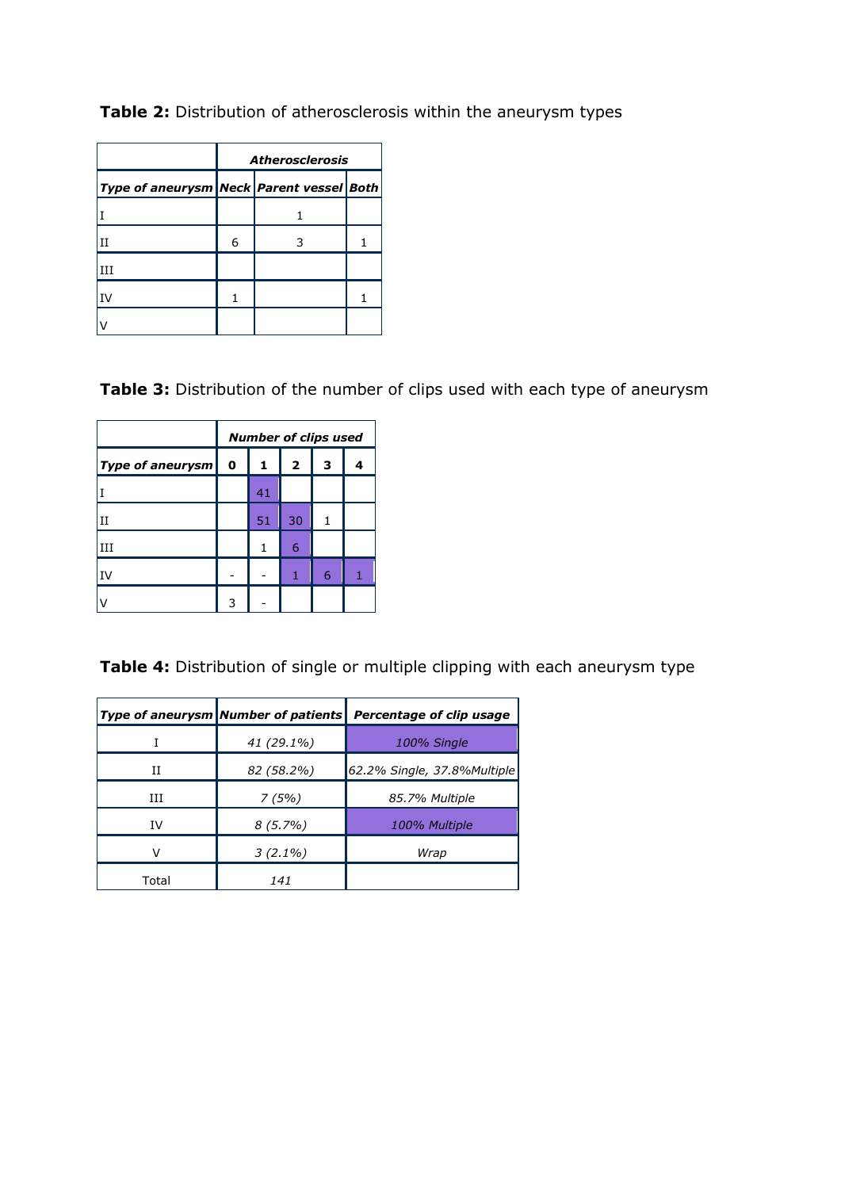**Table 2:** Distribution of atherosclerosis within the aneurysm types

| | *Atherosclerosis* | | |
|---|---|---|---|
| ***Type of aneurysm*** | ***Neck*** | ***Parent vessel*** | ***Both*** |
| I | | 1 | |
| II | 6 | 3 | 1 |
| III | | | |
| IV | 1 | | 1 |
| V | | | |

**Table 3:** Distribution of the number of clips used with each type of aneurysm

| | *Number of clips used* | | | | |
|---|---|---|---|---|---|
| ***Type of aneurysm*** | **0** | **1** | **2** | **3** | **4** |
| I | | 41 | | | |
| II | | 51 | 30 | 1 | |
| III | | 1 | 6 | | |
| IV | - | - | 1 | 6 | 1 |
| V | 3 | - | | | |

**Table 4:** Distribution of single or multiple clipping with each aneurysm type

| ***Type of aneurysm*** | ***Number of patients*** | ***Percentage of clip usage*** |
|---|---|---|
| I | *41 (29.1%)* | *100% Single* |
| II | *82 (58.2%)* | *62.2% Single, 37.8%Multiple* |
| III | *7 (5%)* | *85.7% Multiple* |
| IV | *8 (5.7%)* | *100% Multiple* |
| V | *3 (2.1%)* | *Wrap* |
| Total | *141* | |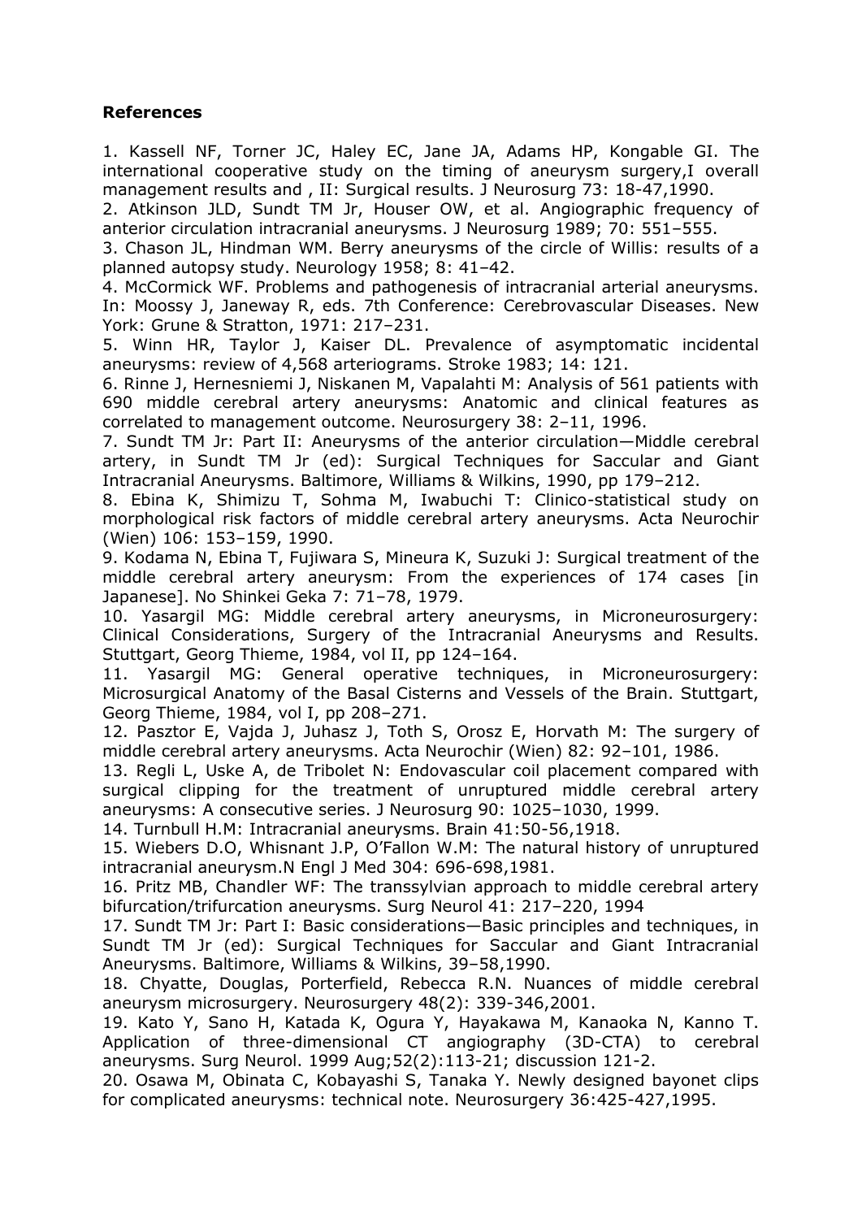**References**

1. Kassell NF, Torner JC, Haley EC, Jane JA, Adams HP, Kongable GI. The international cooperative study on the timing of aneurysm surgery,I overall management results and , II: Surgical results. J Neurosurg 73: 18-47,1990.
2. Atkinson JLD, Sundt TM Jr, Houser OW, et al. Angiographic frequency of anterior circulation intracranial aneurysms. J Neurosurg 1989; 70: 551–555.
3. Chason JL, Hindman WM. Berry aneurysms of the circle of Willis: results of a planned autopsy study. Neurology 1958; 8: 41–42.
4. McCormick WF. Problems and pathogenesis of intracranial arterial aneurysms. In: Moossy J, Janeway R, eds. 7th Conference: Cerebrovascular Diseases. New York: Grune & Stratton, 1971: 217–231.
5. Winn HR, Taylor J, Kaiser DL. Prevalence of asymptomatic incidental aneurysms: review of 4,568 arteriograms. Stroke 1983; 14: 121.
6. Rinne J, Hernesniemi J, Niskanen M, Vapalahti M: Analysis of 561 patients with 690 middle cerebral artery aneurysms: Anatomic and clinical features as correlated to management outcome. Neurosurgery 38: 2–11, 1996.
7. Sundt TM Jr: Part II: Aneurysms of the anterior circulation—Middle cerebral artery, in Sundt TM Jr (ed): Surgical Techniques for Saccular and Giant Intracranial Aneurysms. Baltimore, Williams & Wilkins, 1990, pp 179–212.
8. Ebina K, Shimizu T, Sohma M, Iwabuchi T: Clinico-statistical study on morphological risk factors of middle cerebral artery aneurysms. Acta Neurochir (Wien) 106: 153–159, 1990.
9. Kodama N, Ebina T, Fujiwara S, Mineura K, Suzuki J: Surgical treatment of the middle cerebral artery aneurysm: From the experiences of 174 cases [in Japanese]. No Shinkei Geka 7: 71–78, 1979.
10. Yasargil MG: Middle cerebral artery aneurysms, in Microneurosurgery: Clinical Considerations, Surgery of the Intracranial Aneurysms and Results. Stuttgart, Georg Thieme, 1984, vol II, pp 124–164.
11. Yasargil MG: General operative techniques, in Microneurosurgery: Microsurgical Anatomy of the Basal Cisterns and Vessels of the Brain. Stuttgart, Georg Thieme, 1984, vol I, pp 208–271.
12. Pasztor E, Vajda J, Juhasz J, Toth S, Orosz E, Horvath M: The surgery of middle cerebral artery aneurysms. Acta Neurochir (Wien) 82: 92–101, 1986.
13. Regli L, Uske A, de Tribolet N: Endovascular coil placement compared with surgical clipping for the treatment of unruptured middle cerebral artery aneurysms: A consecutive series. J Neurosurg 90: 1025–1030, 1999.
14. Turnbull H.M: Intracranial aneurysms. Brain 41:50-56,1918.
15. Wiebers D.O, Whisnant J.P, O'Fallon W.M: The natural history of unruptured intracranial aneurysm.N Engl J Med 304: 696-698,1981.
16. Pritz MB, Chandler WF: The transsylvian approach to middle cerebral artery bifurcation/trifurcation aneurysms. Surg Neurol 41: 217–220, 1994
17. Sundt TM Jr: Part I: Basic considerations—Basic principles and techniques, in Sundt TM Jr (ed): Surgical Techniques for Saccular and Giant Intracranial Aneurysms. Baltimore, Williams & Wilkins, 39–58,1990.
18. Chyatte, Douglas, Porterfield, Rebecca R.N. Nuances of middle cerebral aneurysm microsurgery. Neurosurgery 48(2): 339-346,2001.
19. Kato Y, Sano H, Katada K, Ogura Y, Hayakawa M, Kanaoka N, Kanno T. Application of three-dimensional CT angiography (3D-CTA) to cerebral aneurysms. Surg Neurol. 1999 Aug;52(2):113-21; discussion 121-2.
20. Osawa M, Obinata C, Kobayashi S, Tanaka Y. Newly designed bayonet clips for complicated aneurysms: technical note. Neurosurgery 36:425-427,1995.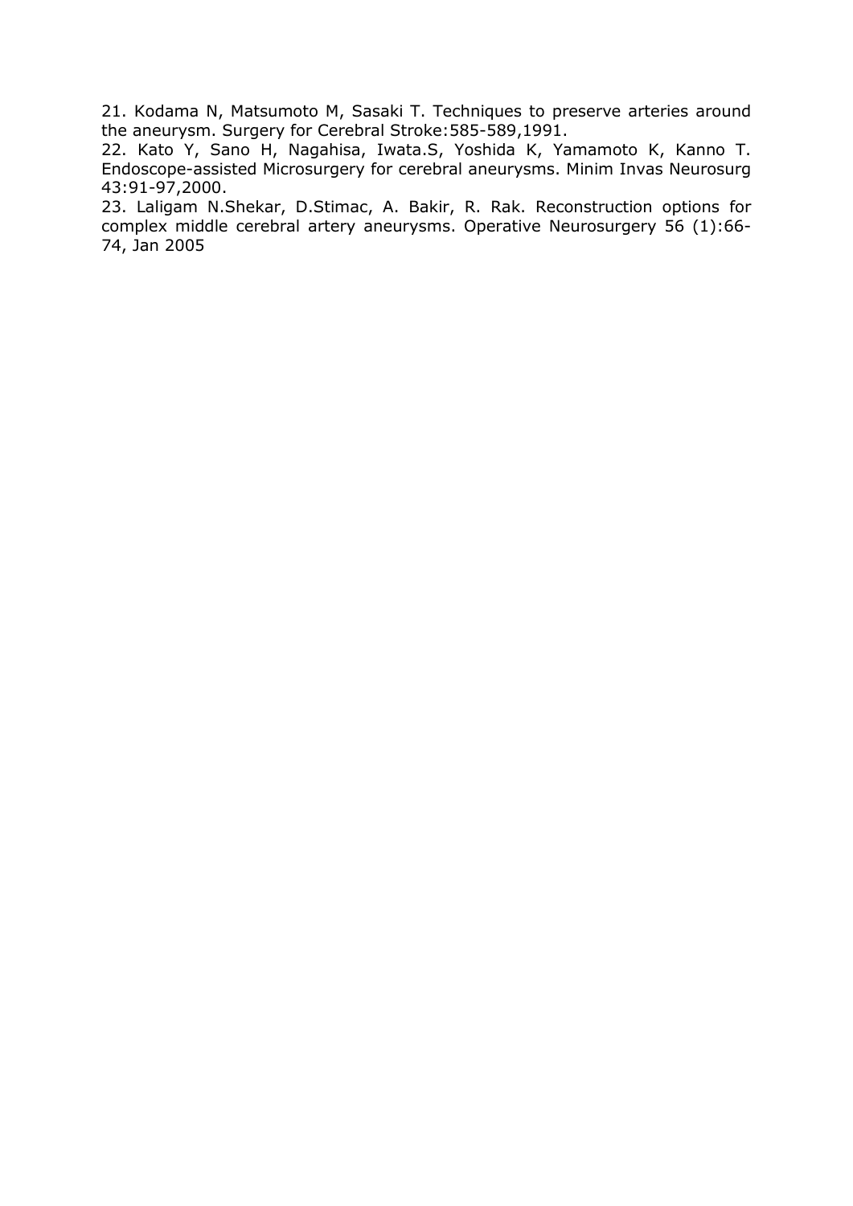21. Kodama N, Matsumoto M, Sasaki T. Techniques to preserve arteries around the aneurysm. Surgery for Cerebral Stroke:585-589,1991.

22. Kato Y, Sano H, Nagahisa, Iwata.S, Yoshida K, Yamamoto K, Kanno T. Endoscope-assisted Microsurgery for cerebral aneurysms. Minim Invas Neurosurg 43:91-97,2000.

23. Laligam N.Shekar, D.Stimac, A. Bakir, R. Rak. Reconstruction options for complex middle cerebral artery aneurysms. Operative Neurosurgery 56 (1):66-74, Jan 2005